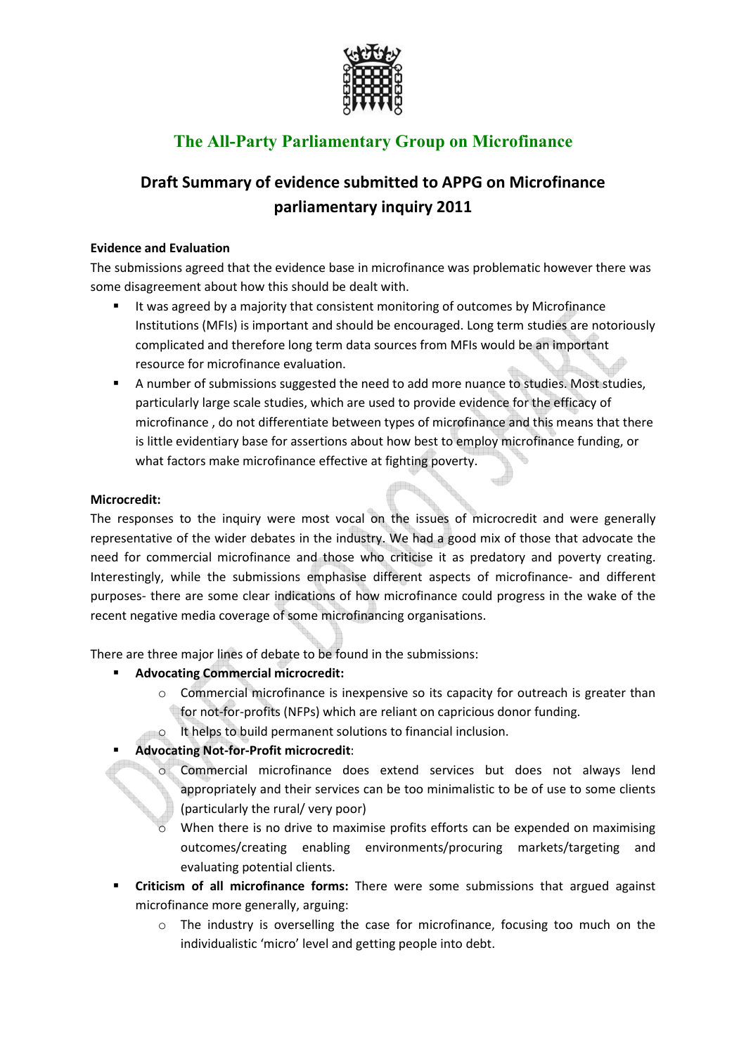## The All-Party Parliamentary Group on Microfinance

# Draft Summary of evidence submitted to APPG on Microfinance parliamentary inquiry 2011

**Evidence and Evaluation**

The submissions agreed that the evidence base in microfinance was problematic however there was some disagreement about how this should be dealt with.

- It was agreed by a majority that consistent monitoring of outcomes by Microfinance Institutions (MFIs) is important and should be encouraged. Long term studies are notoriously complicated and therefore long term data sources from MFIs would be an important resource for microfinance evaluation.
- A number of submissions suggested the need to add more nuance to studies. Most studies, particularly large scale studies, which are used to provide evidence for the efficacy of microfinance , do not differentiate between types of microfinance and this means that there is little evidentiary base for assertions about how best to employ microfinance funding, or what factors make microfinance effective at fighting poverty.

**Microcredit:**

The responses to the inquiry were most vocal on the issues of microcredit and were generally representative of the wider debates in the industry. We had a good mix of those that advocate the need for commercial microfinance and those who criticise it as predatory and poverty creating. Interestingly, while the submissions emphasise different aspects of microfinance- and different purposes- there are some clear indications of how microfinance could progress in the wake of the recent negative media coverage of some microfinancing organisations.

There are three major lines of debate to be found in the submissions:

- **Advocating Commercial microcredit:**
    - Commercial microfinance is inexpensive so its capacity for outreach is greater than for not-for-profits (NFPs) which are reliant on capricious donor funding.
    - It helps to build permanent solutions to financial inclusion.
- **Advocating Not-for-Profit microcredit**:
    - Commercial microfinance does extend services but does not always lend appropriately and their services can be too minimalistic to be of use to some clients (particularly the rural/ very poor)
    - When there is no drive to maximise profits efforts can be expended on maximising outcomes/creating enabling environments/procuring markets/targeting and evaluating potential clients.
- **Criticism of all microfinance forms:** There were some submissions that argued against microfinance more generally, arguing:
    - The industry is overselling the case for microfinance, focusing too much on the individualistic 'micro' level and getting people into debt.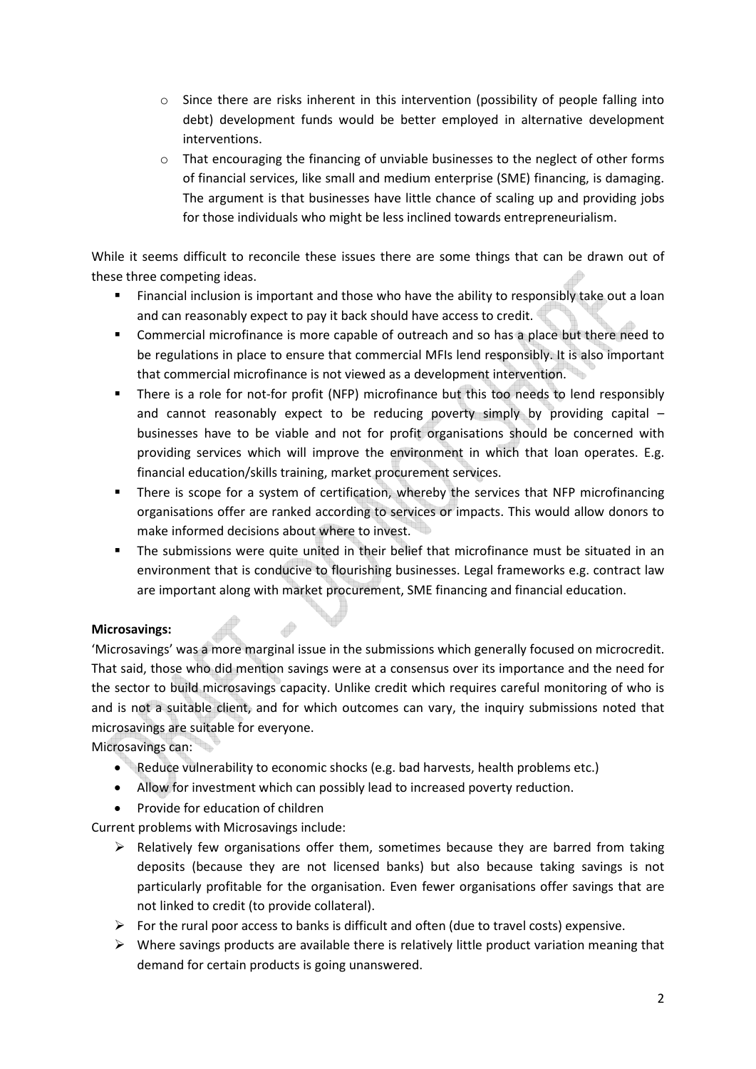- Since there are risks inherent in this intervention (possibility of people falling into debt) development funds would be better employed in alternative development interventions.
- That encouraging the financing of unviable businesses to the neglect of other forms of financial services, like small and medium enterprise (SME) financing, is damaging. The argument is that businesses have little chance of scaling up and providing jobs for those individuals who might be less inclined towards entrepreneurialism.

While it seems difficult to reconcile these issues there are some things that can be drawn out of these three competing ideas.

- Financial inclusion is important and those who have the ability to responsibly take out a loan and can reasonably expect to pay it back should have access to credit.
- Commercial microfinance is more capable of outreach and so has a place but there need to be regulations in place to ensure that commercial MFIs lend responsibly. It is also important that commercial microfinance is not viewed as a development intervention.
- There is a role for not-for profit (NFP) microfinance but this too needs to lend responsibly and cannot reasonably expect to be reducing poverty simply by providing capital – businesses have to be viable and not for profit organisations should be concerned with providing services which will improve the environment in which that loan operates. E.g. financial education/skills training, market procurement services.
- There is scope for a system of certification, whereby the services that NFP microfinancing organisations offer are ranked according to services or impacts. This would allow donors to make informed decisions about where to invest.
- The submissions were quite united in their belief that microfinance must be situated in an environment that is conducive to flourishing businesses. Legal frameworks e.g. contract law are important along with market procurement, SME financing and financial education.

**Microsavings:**

'Microsavings' was a more marginal issue in the submissions which generally focused on microcredit. That said, those who did mention savings were at a consensus over its importance and the need for the sector to build microsavings capacity. Unlike credit which requires careful monitoring of who is and is not a suitable client, and for which outcomes can vary, the inquiry submissions noted that microsavings are suitable for everyone.

Microsavings can:

- Reduce vulnerability to economic shocks (e.g. bad harvests, health problems etc.)
- Allow for investment which can possibly lead to increased poverty reduction.
- Provide for education of children

Current problems with Microsavings include:

- Relatively few organisations offer them, sometimes because they are barred from taking deposits (because they are not licensed banks) but also because taking savings is not particularly profitable for the organisation. Even fewer organisations offer savings that are not linked to credit (to provide collateral).
- For the rural poor access to banks is difficult and often (due to travel costs) expensive.
- Where savings products are available there is relatively little product variation meaning that demand for certain products is going unanswered.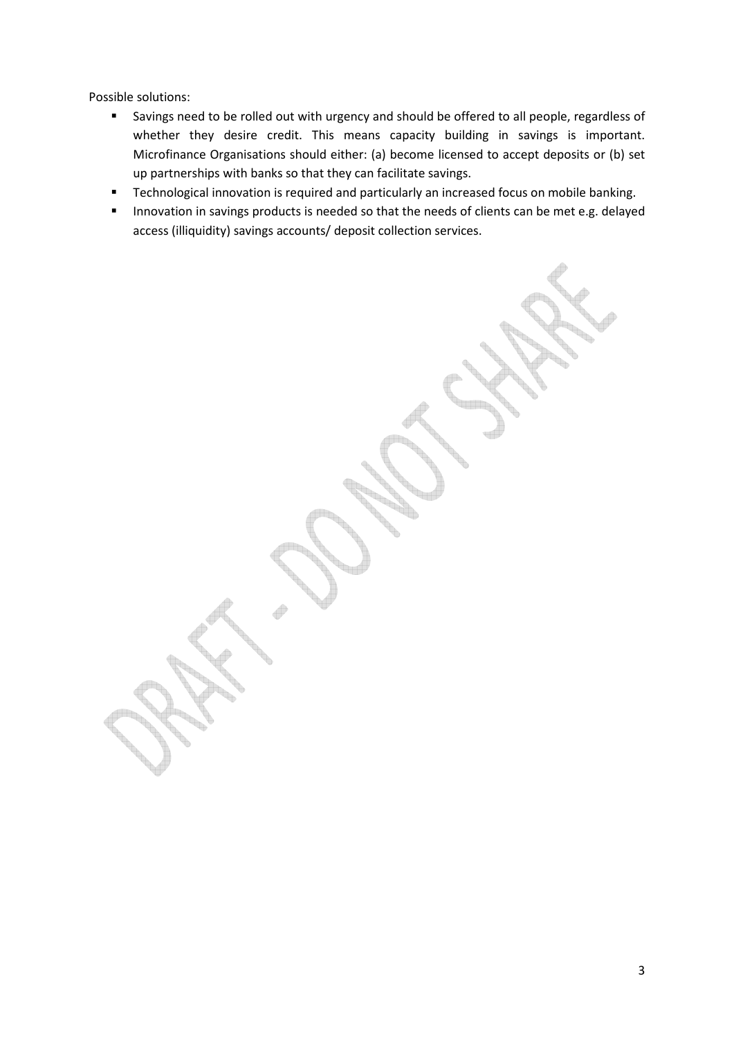Possible solutions:

- Savings need to be rolled out with urgency and should be offered to all people, regardless of whether they desire credit. This means capacity building in savings is important. Microfinance Organisations should either: (a) become licensed to accept deposits or (b) set up partnerships with banks so that they can facilitate savings.
- Technological innovation is required and particularly an increased focus on mobile banking.
- Innovation in savings products is needed so that the needs of clients can be met e.g. delayed access (illiquidity) savings accounts/ deposit collection services.